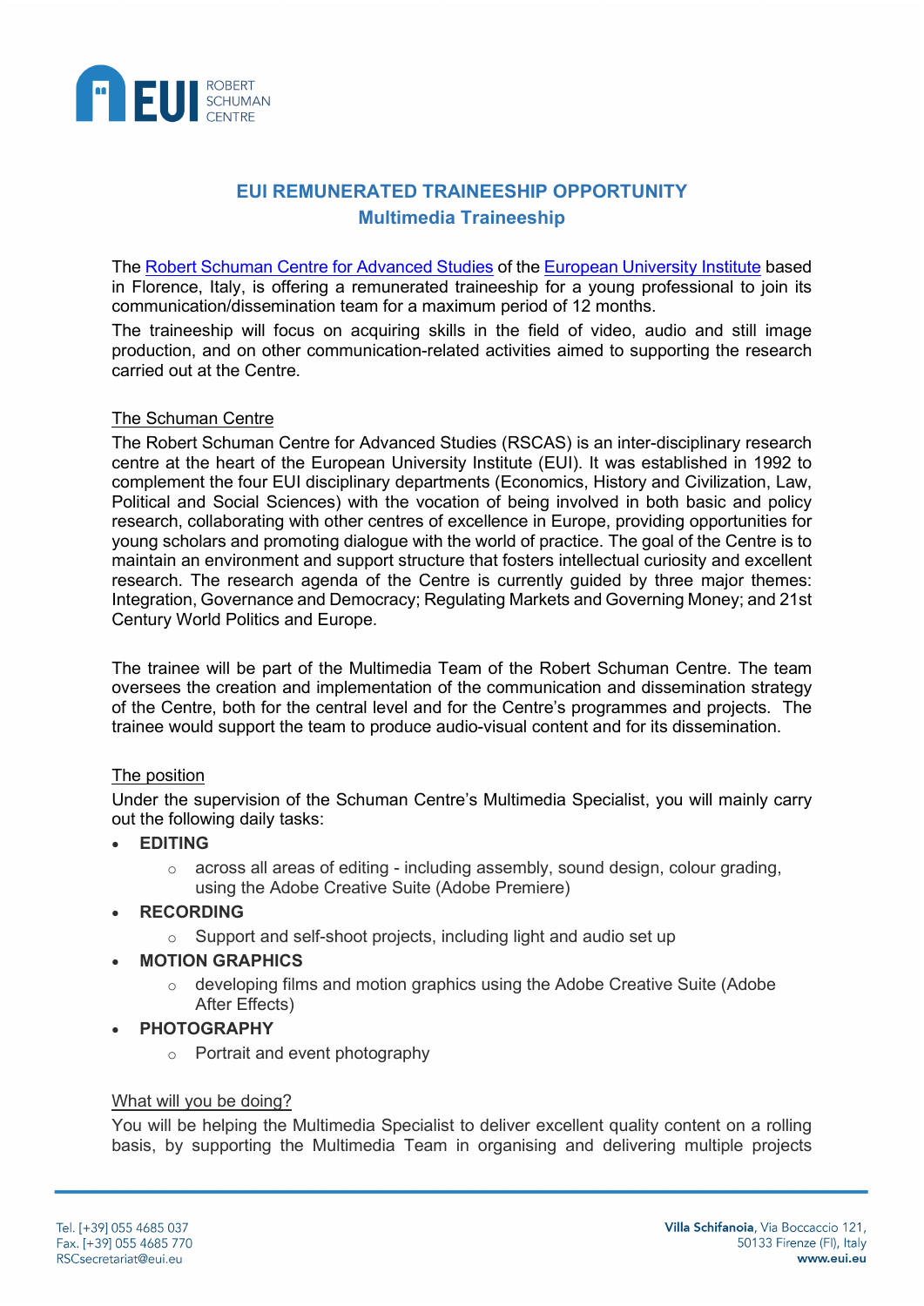# EUI REMUNERATED TRAINEESHIP OPPORTUNITY

## Multimedia Traineeship

The Robert Schuman Centre for Advanced Studies of the European University Institute based in Florence, Italy, is offering a remunerated traineeship for a young professional to join its communication/dissemination team for a maximum period of 12 months.

The traineeship will focus on acquiring skills in the field of video, audio and still image production, and on other communication-related activities aimed to supporting the research carried out at the Centre.

### The Schuman Centre

The Robert Schuman Centre for Advanced Studies (RSCAS) is an inter-disciplinary research centre at the heart of the European University Institute (EUI). It was established in 1992 to complement the four EUI disciplinary departments (Economics, History and Civilization, Law, Political and Social Sciences) with the vocation of being involved in both basic and policy research, collaborating with other centres of excellence in Europe, providing opportunities for young scholars and promoting dialogue with the world of practice. The goal of the Centre is to maintain an environment and support structure that fosters intellectual curiosity and excellent research. The research agenda of the Centre is currently guided by three major themes: Integration, Governance and Democracy; Regulating Markets and Governing Money; and 21st Century World Politics and Europe.

The trainee will be part of the Multimedia Team of the Robert Schuman Centre. The team oversees the creation and implementation of the communication and dissemination strategy of the Centre, both for the central level and for the Centre's programmes and projects. The trainee would support the team to produce audio-visual content and for its dissemination.

### The position

Under the supervision of the Schuman Centre's Multimedia Specialist, you will mainly carry out the following daily tasks:

- **EDITING**
  - across all areas of editing - including assembly, sound design, colour grading, using the Adobe Creative Suite (Adobe Premiere)
- **RECORDING**
  - Support and self-shoot projects, including light and audio set up
- **MOTION GRAPHICS**
  - developing films and motion graphics using the Adobe Creative Suite (Adobe After Effects)
- **PHOTOGRAPHY**
  - Portrait and event photography

### What will you be doing?

You will be helping the Multimedia Specialist to deliver excellent quality content on a rolling basis, by supporting the Multimedia Team in organising and delivering multiple projects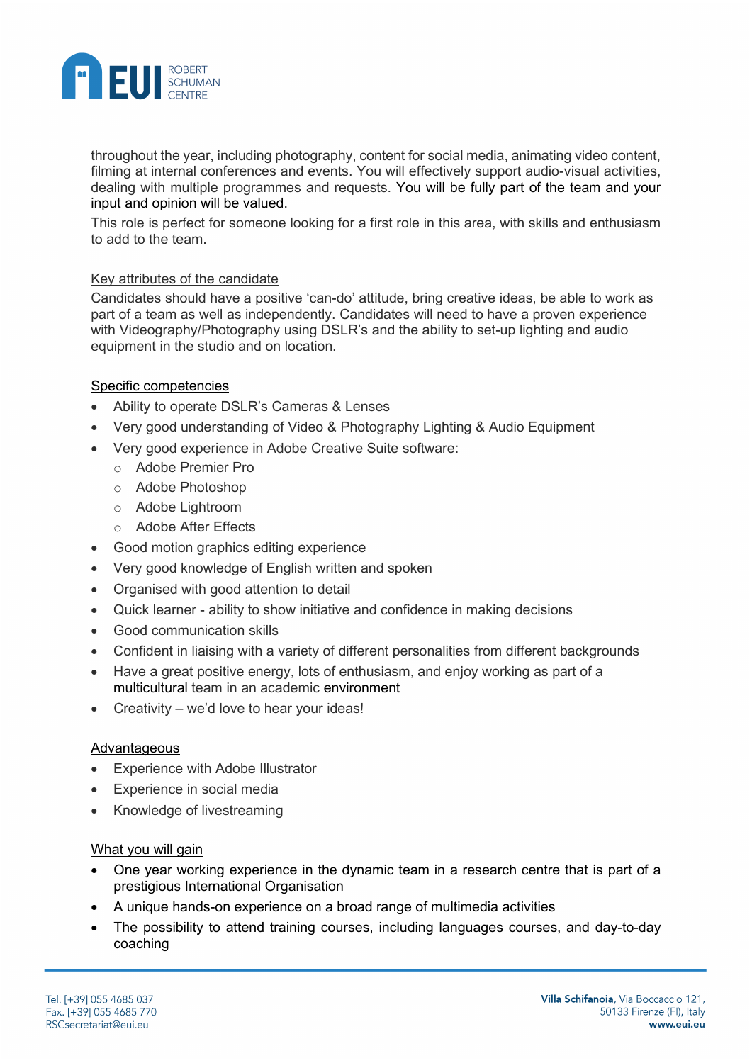throughout the year, including photography, content for social media, animating video content, filming at internal conferences and events. You will effectively support audio-visual activities, dealing with multiple programmes and requests. You will be fully part of the team and your input and opinion will be valued.

This role is perfect for someone looking for a first role in this area, with skills and enthusiasm to add to the team.

## Key attributes of the candidate

Candidates should have a positive 'can-do' attitude, bring creative ideas, be able to work as part of a team as well as independently. Candidates will need to have a proven experience with Videography/Photography using DSLR's and the ability to set-up lighting and audio equipment in the studio and on location.

## Specific competencies

- Ability to operate DSLR's Cameras & Lenses
- Very good understanding of Video & Photography Lighting & Audio Equipment
- Very good experience in Adobe Creative Suite software:
  - Adobe Premier Pro
  - Adobe Photoshop
  - Adobe Lightroom
  - Adobe After Effects
- Good motion graphics editing experience
- Very good knowledge of English written and spoken
- Organised with good attention to detail
- Quick learner - ability to show initiative and confidence in making decisions
- Good communication skills
- Confident in liaising with a variety of different personalities from different backgrounds
- Have a great positive energy, lots of enthusiasm, and enjoy working as part of a multicultural team in an academic environment
- Creativity – we'd love to hear your ideas!

## Advantageous

- Experience with Adobe Illustrator
- Experience in social media
- Knowledge of livestreaming

## What you will gain

- One year working experience in the dynamic team in a research centre that is part of a prestigious International Organisation
- A unique hands-on experience on a broad range of multimedia activities
- The possibility to attend training courses, including languages courses, and day-to-day coaching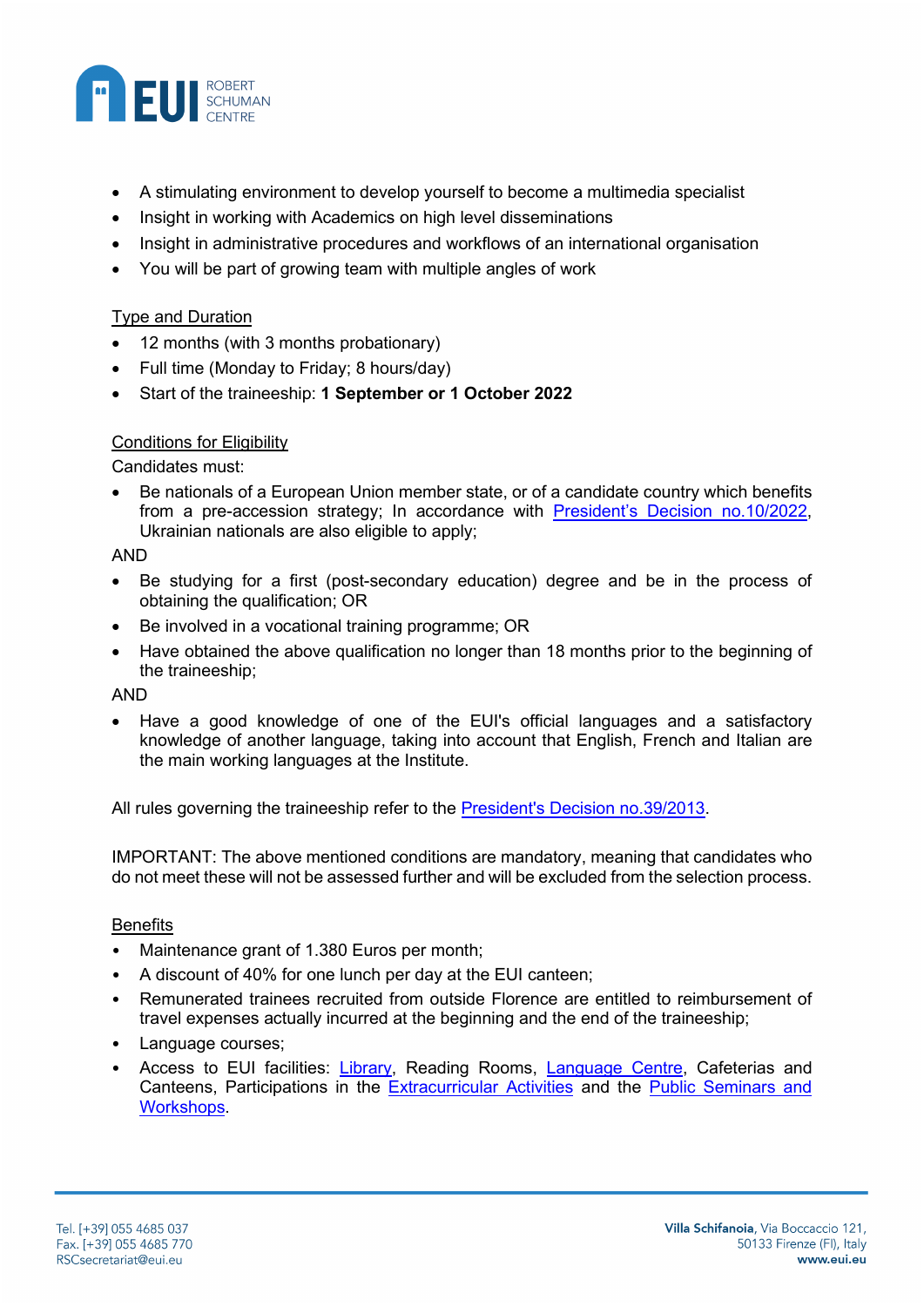- A stimulating environment to develop yourself to become a multimedia specialist
- Insight in working with Academics on high level disseminations
- Insight in administrative procedures and workflows of an international organisation
- You will be part of growing team with multiple angles of work

Type and Duration

- 12 months (with 3 months probationary)
- Full time (Monday to Friday; 8 hours/day)
- Start of the traineeship: **1 September or 1 October 2022**

Conditions for Eligibility

Candidates must:

- Be nationals of a European Union member state, or of a candidate country which benefits from a pre-accession strategy; In accordance with President's Decision no.10/2022, Ukrainian nationals are also eligible to apply;

AND

- Be studying for a first (post-secondary education) degree and be in the process of obtaining the qualification; OR
- Be involved in a vocational training programme; OR
- Have obtained the above qualification no longer than 18 months prior to the beginning of the traineeship;

AND

- Have a good knowledge of one of the EUI's official languages and a satisfactory knowledge of another language, taking into account that English, French and Italian are the main working languages at the Institute.

All rules governing the traineeship refer to the President's Decision no.39/2013.

IMPORTANT: The above mentioned conditions are mandatory, meaning that candidates who do not meet these will not be assessed further and will be excluded from the selection process.

Benefits

- Maintenance grant of 1.380 Euros per month;
- A discount of 40% for one lunch per day at the EUI canteen;
- Remunerated trainees recruited from outside Florence are entitled to reimbursement of travel expenses actually incurred at the beginning and the end of the traineeship;
- Language courses;
- Access to EUI facilities: Library, Reading Rooms, Language Centre, Cafeterias and Canteens, Participations in the Extracurricular Activities and the Public Seminars and Workshops.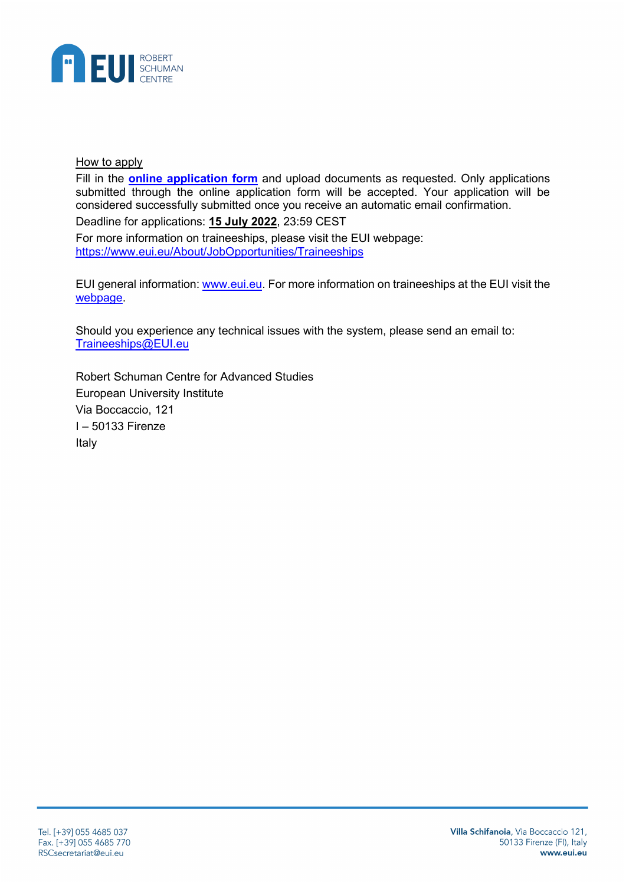How to apply

Fill in the **online application form** and upload documents as requested. Only applications submitted through the online application form will be accepted. Your application will be considered successfully submitted once you receive an automatic email confirmation.

Deadline for applications: **15 July 2022**, 23:59 CEST

For more information on traineeships, please visit the EUI webpage:
https://www.eui.eu/About/JobOpportunities/Traineeships

EUI general information: www.eui.eu. For more information on traineeships at the EUI visit the webpage.

Should you experience any technical issues with the system, please send an email to:
Traineeships@EUI.eu

Robert Schuman Centre for Advanced Studies
European University Institute
Via Boccaccio, 121
I – 50133 Firenze
Italy